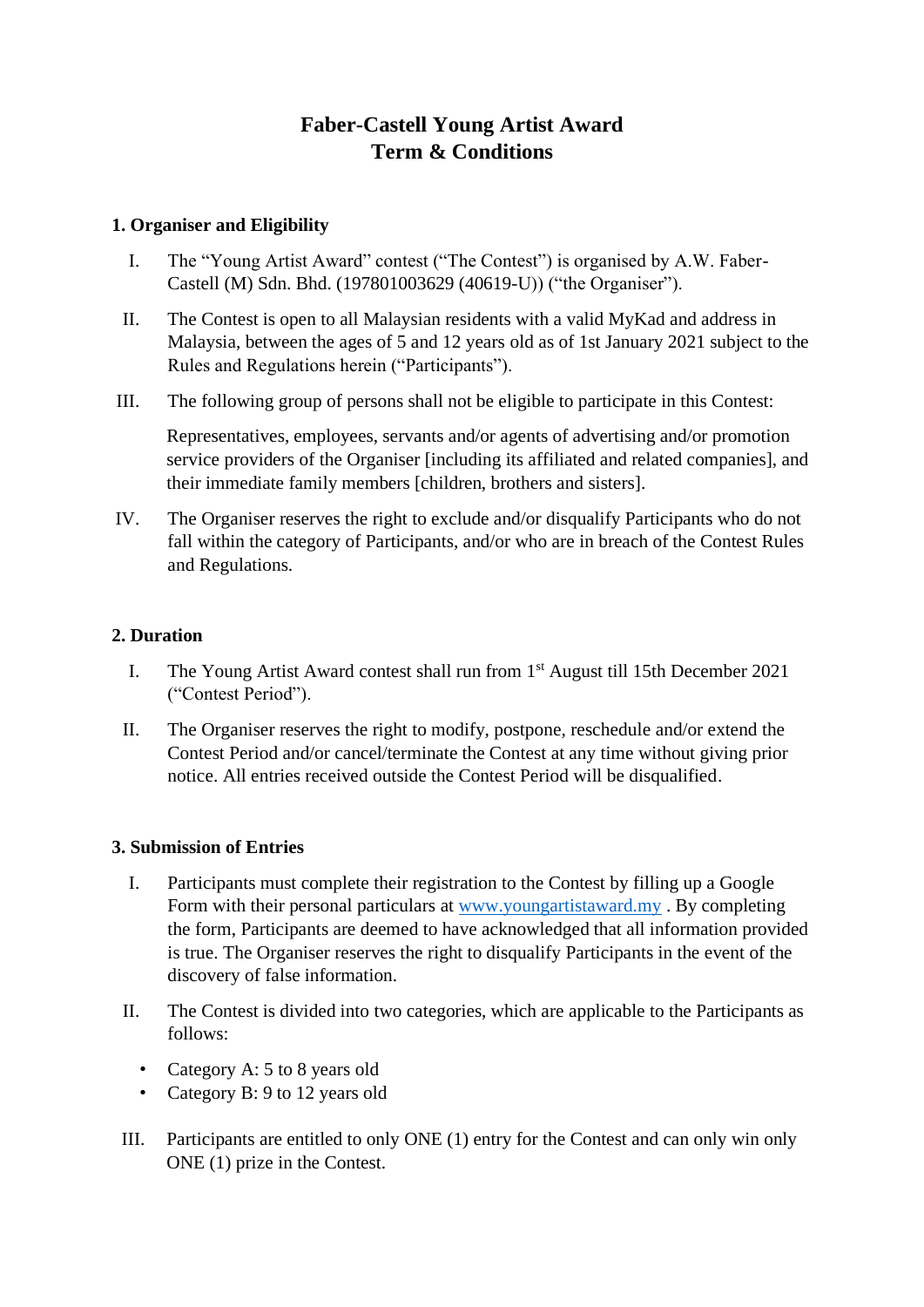# Faber-Castell Young Artist Award
# Term & Conditions

## 1. Organiser and Eligibility

I. The "Young Artist Award" contest ("The Contest") is organised by A.W. Faber-Castell (M) Sdn. Bhd. (197801003629 (40619-U)) ("the Organiser").

II. The Contest is open to all Malaysian residents with a valid MyKad and address in Malaysia, between the ages of 5 and 12 years old as of 1st January 2021 subject to the Rules and Regulations herein ("Participants").

III. The following group of persons shall not be eligible to participate in this Contest:

Representatives, employees, servants and/or agents of advertising and/or promotion service providers of the Organiser [including its affiliated and related companies], and their immediate family members [children, brothers and sisters].

IV. The Organiser reserves the right to exclude and/or disqualify Participants who do not fall within the category of Participants, and/or who are in breach of the Contest Rules and Regulations.

## 2. Duration

I. The Young Artist Award contest shall run from 1st August till 15th December 2021 ("Contest Period").

II. The Organiser reserves the right to modify, postpone, reschedule and/or extend the Contest Period and/or cancel/terminate the Contest at any time without giving prior notice. All entries received outside the Contest Period will be disqualified.

## 3. Submission of Entries

I. Participants must complete their registration to the Contest by filling up a Google Form with their personal particulars at [www.youngartistaward.my](http://www.youngartistaward.my) . By completing the form, Participants are deemed to have acknowledged that all information provided is true. The Organiser reserves the right to disqualify Participants in the event of the discovery of false information.

II. The Contest is divided into two categories, which are applicable to the Participants as follows:

- Category A: 5 to 8 years old
- Category B: 9 to 12 years old

III. Participants are entitled to only ONE (1) entry for the Contest and can only win only ONE (1) prize in the Contest.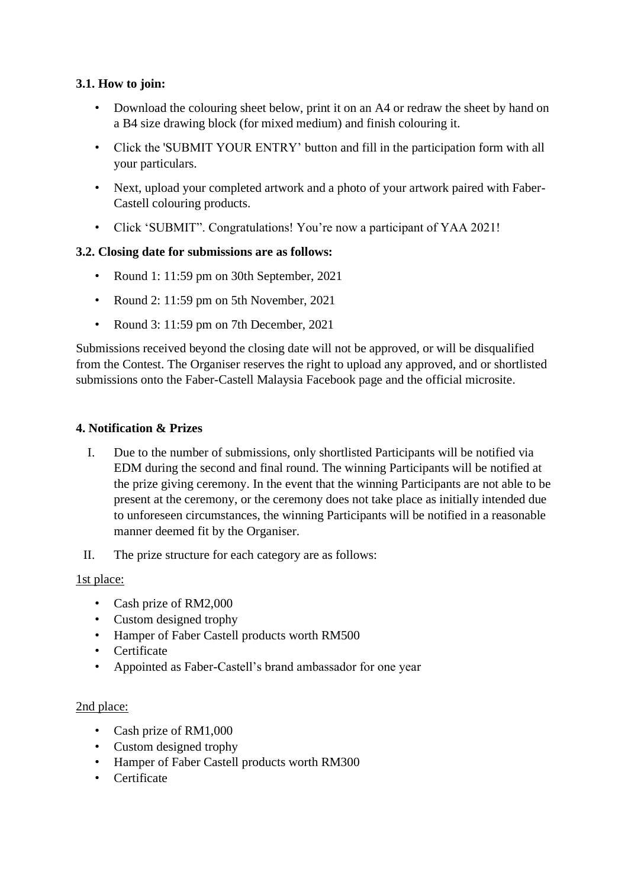**3.1. How to join:**

- Download the colouring sheet below, print it on an A4 or redraw the sheet by hand on a B4 size drawing block (for mixed medium) and finish colouring it.
- Click the 'SUBMIT YOUR ENTRY' button and fill in the participation form with all your particulars.
- Next, upload your completed artwork and a photo of your artwork paired with Faber-Castell colouring products.
- Click 'SUBMIT". Congratulations! You're now a participant of YAA 2021!

**3.2. Closing date for submissions are as follows:**

- Round 1: 11:59 pm on 30th September, 2021
- Round 2: 11:59 pm on 5th November, 2021
- Round 3: 11:59 pm on 7th December, 2021

Submissions received beyond the closing date will not be approved, or will be disqualified from the Contest. The Organiser reserves the right to upload any approved, and or shortlisted submissions onto the Faber-Castell Malaysia Facebook page and the official microsite.

**4. Notification & Prizes**

I. Due to the number of submissions, only shortlisted Participants will be notified via EDM during the second and final round. The winning Participants will be notified at the prize giving ceremony. In the event that the winning Participants are not able to be present at the ceremony, or the ceremony does not take place as initially intended due to unforeseen circumstances, the winning Participants will be notified in a reasonable manner deemed fit by the Organiser.

II. The prize structure for each category are as follows:

<u>1st place:</u>

- Cash prize of RM2,000
- Custom designed trophy
- Hamper of Faber Castell products worth RM500
- Certificate
- Appointed as Faber-Castell's brand ambassador for one year

<u>2nd place:</u>

- Cash prize of RM1,000
- Custom designed trophy
- Hamper of Faber Castell products worth RM300
- Certificate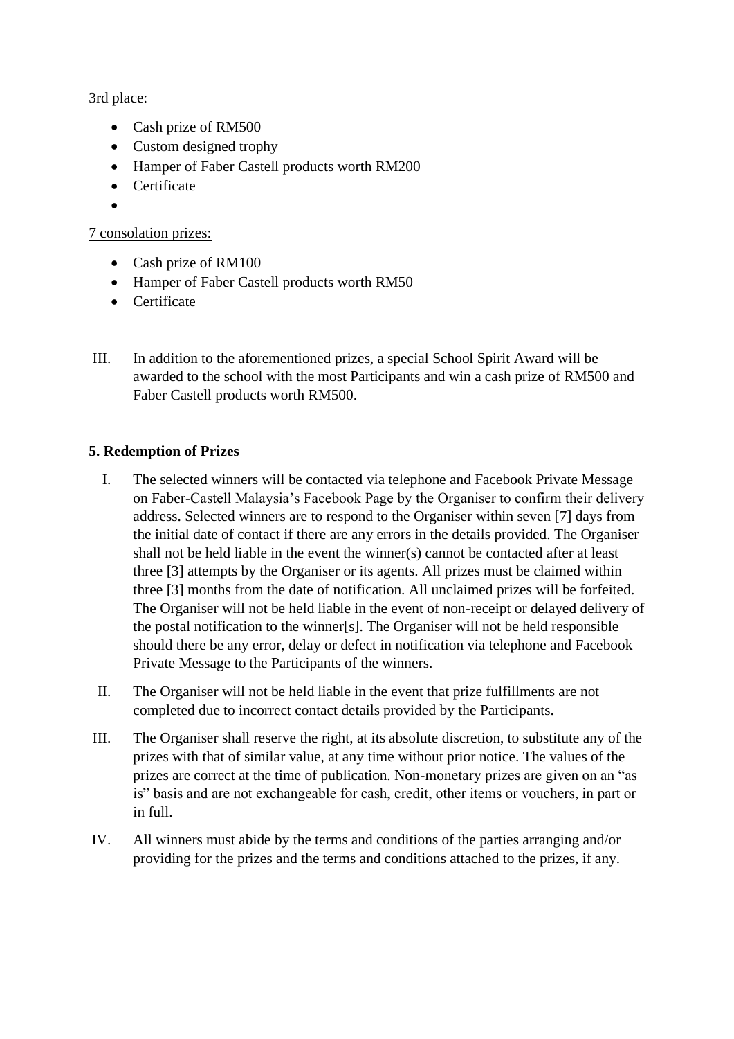<u>3rd place:</u>

- Cash prize of RM500
- Custom designed trophy
- Hamper of Faber Castell products worth RM200
- Certificate
-

<u>7 consolation prizes:</u>

- Cash prize of RM100
- Hamper of Faber Castell products worth RM50
- Certificate

III. In addition to the aforementioned prizes, a special School Spirit Award will be awarded to the school with the most Participants and win a cash prize of RM500 and Faber Castell products worth RM500.

**5. Redemption of Prizes**

I. The selected winners will be contacted via telephone and Facebook Private Message on Faber-Castell Malaysia's Facebook Page by the Organiser to confirm their delivery address. Selected winners are to respond to the Organiser within seven [7] days from the initial date of contact if there are any errors in the details provided. The Organiser shall not be held liable in the event the winner(s) cannot be contacted after at least three [3] attempts by the Organiser or its agents. All prizes must be claimed within three [3] months from the date of notification. All unclaimed prizes will be forfeited. The Organiser will not be held liable in the event of non-receipt or delayed delivery of the postal notification to the winner[s]. The Organiser will not be held responsible should there be any error, delay or defect in notification via telephone and Facebook Private Message to the Participants of the winners.

II. The Organiser will not be held liable in the event that prize fulfillments are not completed due to incorrect contact details provided by the Participants.

III. The Organiser shall reserve the right, at its absolute discretion, to substitute any of the prizes with that of similar value, at any time without prior notice. The values of the prizes are correct at the time of publication. Non-monetary prizes are given on an "as is" basis and are not exchangeable for cash, credit, other items or vouchers, in part or in full.

IV. All winners must abide by the terms and conditions of the parties arranging and/or providing for the prizes and the terms and conditions attached to the prizes, if any.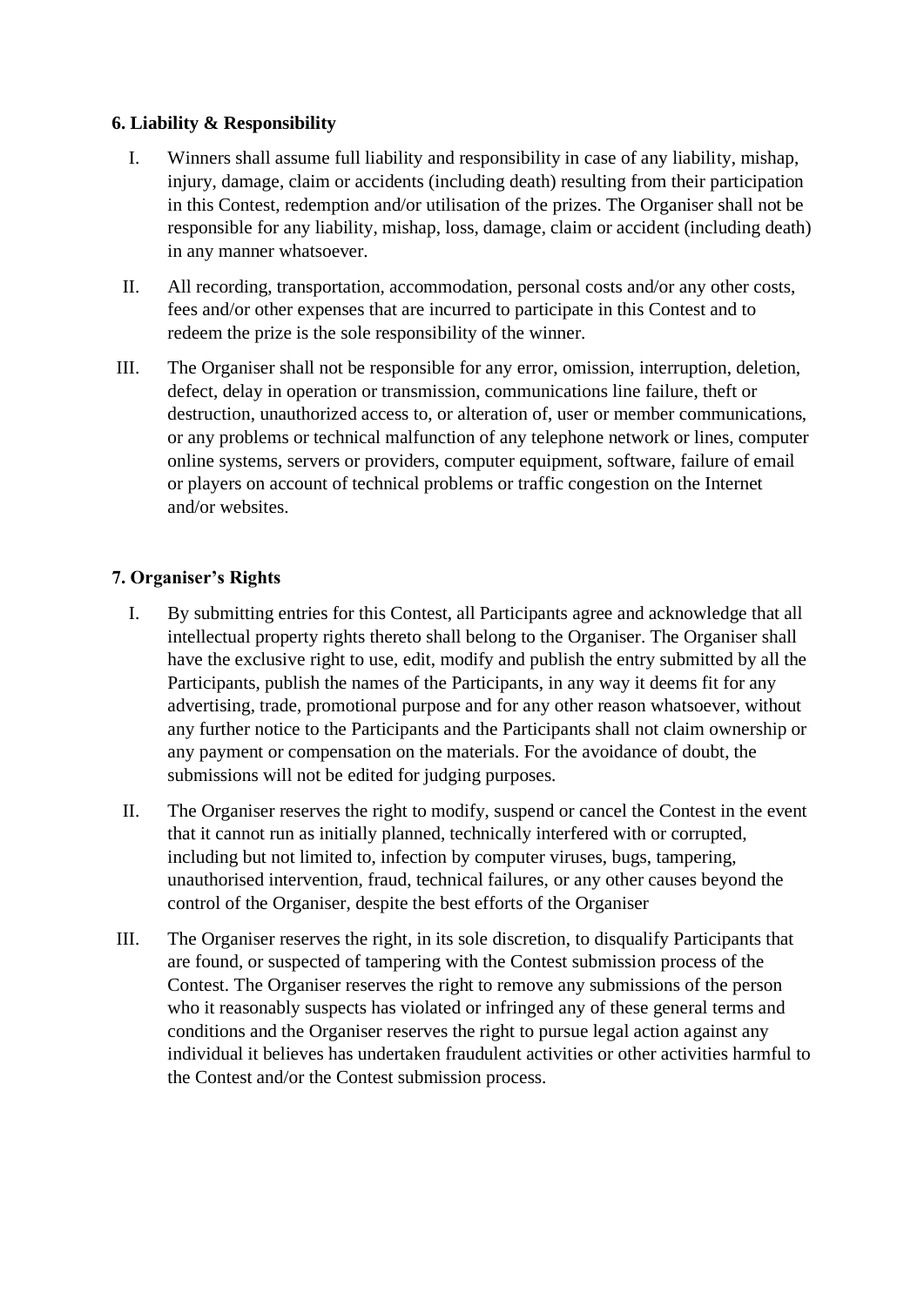**6. Liability & Responsibility**

I. Winners shall assume full liability and responsibility in case of any liability, mishap, injury, damage, claim or accidents (including death) resulting from their participation in this Contest, redemption and/or utilisation of the prizes. The Organiser shall not be responsible for any liability, mishap, loss, damage, claim or accident (including death) in any manner whatsoever.

II. All recording, transportation, accommodation, personal costs and/or any other costs, fees and/or other expenses that are incurred to participate in this Contest and to redeem the prize is the sole responsibility of the winner.

III. The Organiser shall not be responsible for any error, omission, interruption, deletion, defect, delay in operation or transmission, communications line failure, theft or destruction, unauthorized access to, or alteration of, user or member communications, or any problems or technical malfunction of any telephone network or lines, computer online systems, servers or providers, computer equipment, software, failure of email or players on account of technical problems or traffic congestion on the Internet and/or websites.

**7. Organiser's Rights**

I. By submitting entries for this Contest, all Participants agree and acknowledge that all intellectual property rights thereto shall belong to the Organiser. The Organiser shall have the exclusive right to use, edit, modify and publish the entry submitted by all the Participants, publish the names of the Participants, in any way it deems fit for any advertising, trade, promotional purpose and for any other reason whatsoever, without any further notice to the Participants and the Participants shall not claim ownership or any payment or compensation on the materials. For the avoidance of doubt, the submissions will not be edited for judging purposes.

II. The Organiser reserves the right to modify, suspend or cancel the Contest in the event that it cannot run as initially planned, technically interfered with or corrupted, including but not limited to, infection by computer viruses, bugs, tampering, unauthorised intervention, fraud, technical failures, or any other causes beyond the control of the Organiser, despite the best efforts of the Organiser

III. The Organiser reserves the right, in its sole discretion, to disqualify Participants that are found, or suspected of tampering with the Contest submission process of the Contest. The Organiser reserves the right to remove any submissions of the person who it reasonably suspects has violated or infringed any of these general terms and conditions and the Organiser reserves the right to pursue legal action against any individual it believes has undertaken fraudulent activities or other activities harmful to the Contest and/or the Contest submission process.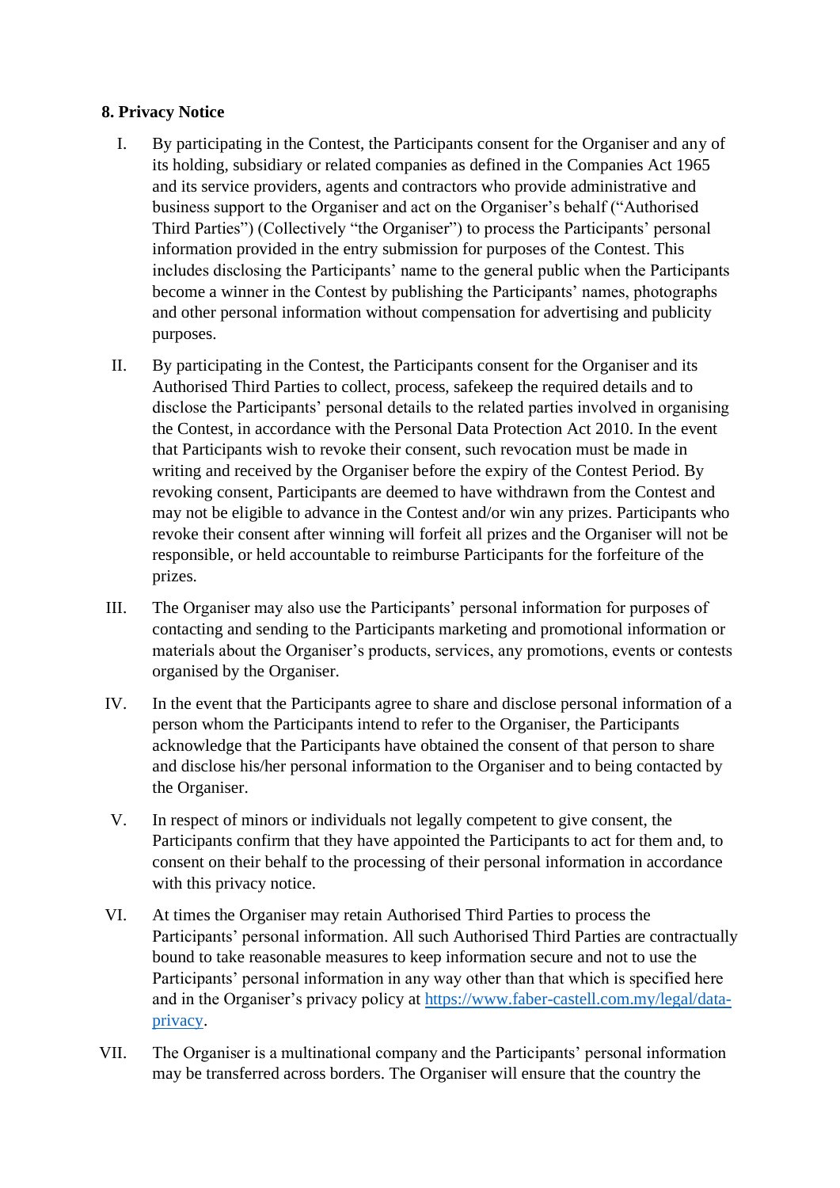### 8. Privacy Notice

I. By participating in the Contest, the Participants consent for the Organiser and any of its holding, subsidiary or related companies as defined in the Companies Act 1965 and its service providers, agents and contractors who provide administrative and business support to the Organiser and act on the Organiser's behalf ("Authorised Third Parties") (Collectively "the Organiser") to process the Participants' personal information provided in the entry submission for purposes of the Contest. This includes disclosing the Participants' name to the general public when the Participants become a winner in the Contest by publishing the Participants' names, photographs and other personal information without compensation for advertising and publicity purposes.

II. By participating in the Contest, the Participants consent for the Organiser and its Authorised Third Parties to collect, process, safekeep the required details and to disclose the Participants' personal details to the related parties involved in organising the Contest, in accordance with the Personal Data Protection Act 2010. In the event that Participants wish to revoke their consent, such revocation must be made in writing and received by the Organiser before the expiry of the Contest Period. By revoking consent, Participants are deemed to have withdrawn from the Contest and may not be eligible to advance in the Contest and/or win any prizes. Participants who revoke their consent after winning will forfeit all prizes and the Organiser will not be responsible, or held accountable to reimburse Participants for the forfeiture of the prizes.

III. The Organiser may also use the Participants' personal information for purposes of contacting and sending to the Participants marketing and promotional information or materials about the Organiser's products, services, any promotions, events or contests organised by the Organiser.

IV. In the event that the Participants agree to share and disclose personal information of a person whom the Participants intend to refer to the Organiser, the Participants acknowledge that the Participants have obtained the consent of that person to share and disclose his/her personal information to the Organiser and to being contacted by the Organiser.

V. In respect of minors or individuals not legally competent to give consent, the Participants confirm that they have appointed the Participants to act for them and, to consent on their behalf to the processing of their personal information in accordance with this privacy notice.

VI. At times the Organiser may retain Authorised Third Parties to process the Participants' personal information. All such Authorised Third Parties are contractually bound to take reasonable measures to keep information secure and not to use the Participants' personal information in any way other than that which is specified here and in the Organiser's privacy policy at [https://www.faber-castell.com.my/legal/data-privacy](https://www.faber-castell.com.my/legal/data-privacy).

VII. The Organiser is a multinational company and the Participants' personal information may be transferred across borders. The Organiser will ensure that the country the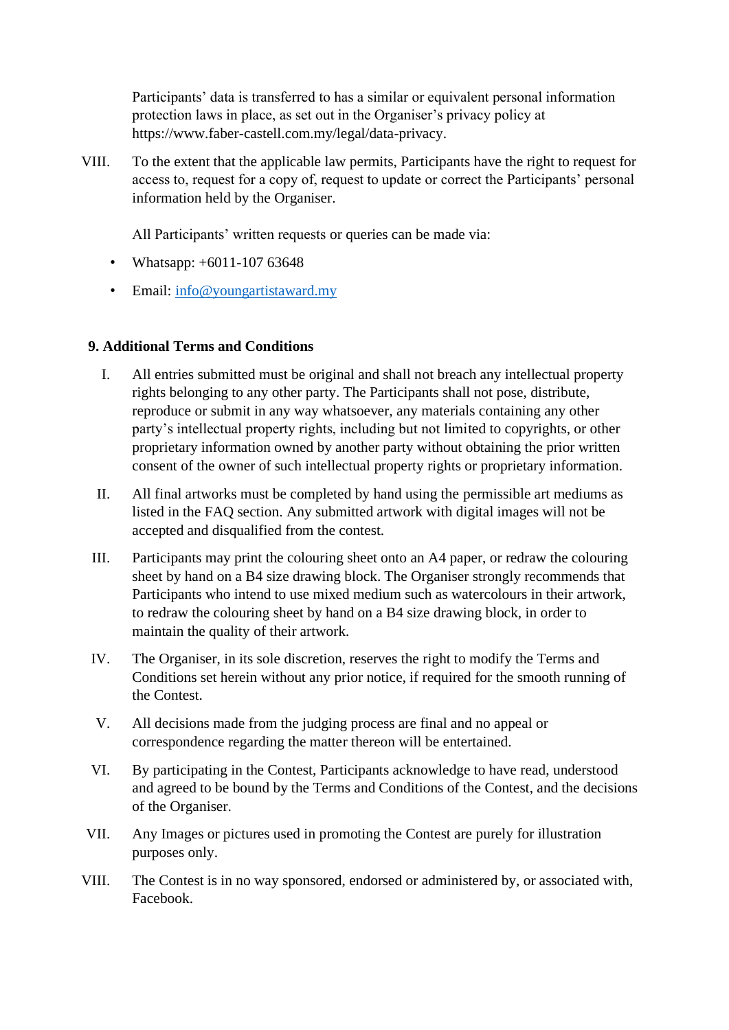Participants' data is transferred to has a similar or equivalent personal information protection laws in place, as set out in the Organiser's privacy policy at https://www.faber-castell.com.my/legal/data-privacy.

VIII. To the extent that the applicable law permits, Participants have the right to request for access to, request for a copy of, request to update or correct the Participants' personal information held by the Organiser.

All Participants' written requests or queries can be made via:

- Whatsapp: +6011-107 63648
- Email: info@youngartistaward.my

## 9. Additional Terms and Conditions

I. All entries submitted must be original and shall not breach any intellectual property rights belonging to any other party. The Participants shall not pose, distribute, reproduce or submit in any way whatsoever, any materials containing any other party's intellectual property rights, including but not limited to copyrights, or other proprietary information owned by another party without obtaining the prior written consent of the owner of such intellectual property rights or proprietary information.

II. All final artworks must be completed by hand using the permissible art mediums as listed in the FAQ section. Any submitted artwork with digital images will not be accepted and disqualified from the contest.

III. Participants may print the colouring sheet onto an A4 paper, or redraw the colouring sheet by hand on a B4 size drawing block. The Organiser strongly recommends that Participants who intend to use mixed medium such as watercolours in their artwork, to redraw the colouring sheet by hand on a B4 size drawing block, in order to maintain the quality of their artwork.

IV. The Organiser, in its sole discretion, reserves the right to modify the Terms and Conditions set herein without any prior notice, if required for the smooth running of the Contest.

V. All decisions made from the judging process are final and no appeal or correspondence regarding the matter thereon will be entertained.

VI. By participating in the Contest, Participants acknowledge to have read, understood and agreed to be bound by the Terms and Conditions of the Contest, and the decisions of the Organiser.

VII. Any Images or pictures used in promoting the Contest are purely for illustration purposes only.

VIII. The Contest is in no way sponsored, endorsed or administered by, or associated with, Facebook.